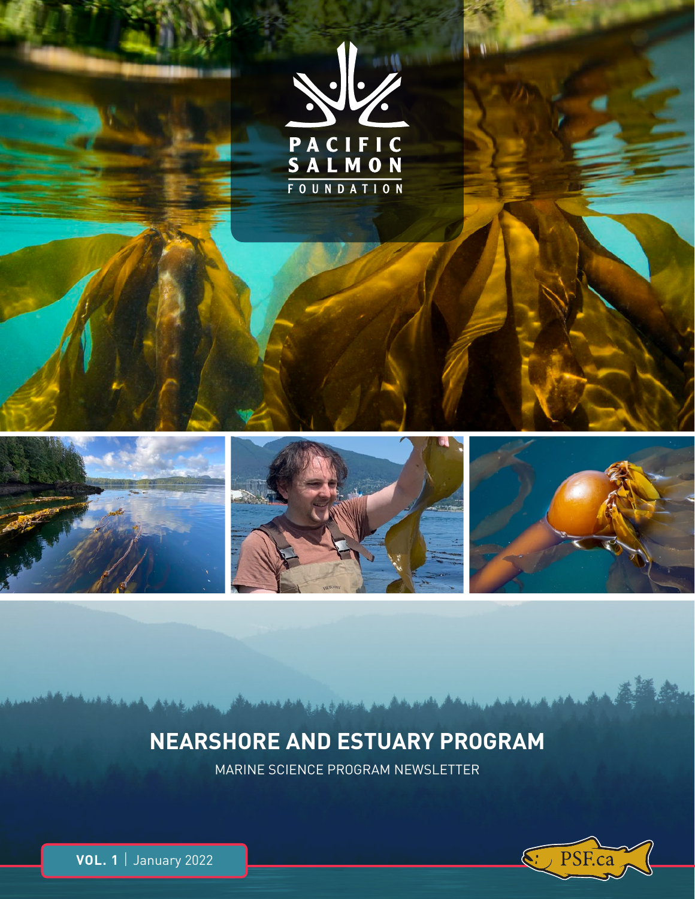PACIFIC SALMON FOUNDATION

# NEARSHORE AND ESTUARY PROGRAM

MARINE SCIENCE PROGRAM NEWSLETTER

**VOL. 1** | January 2022

PSF.ca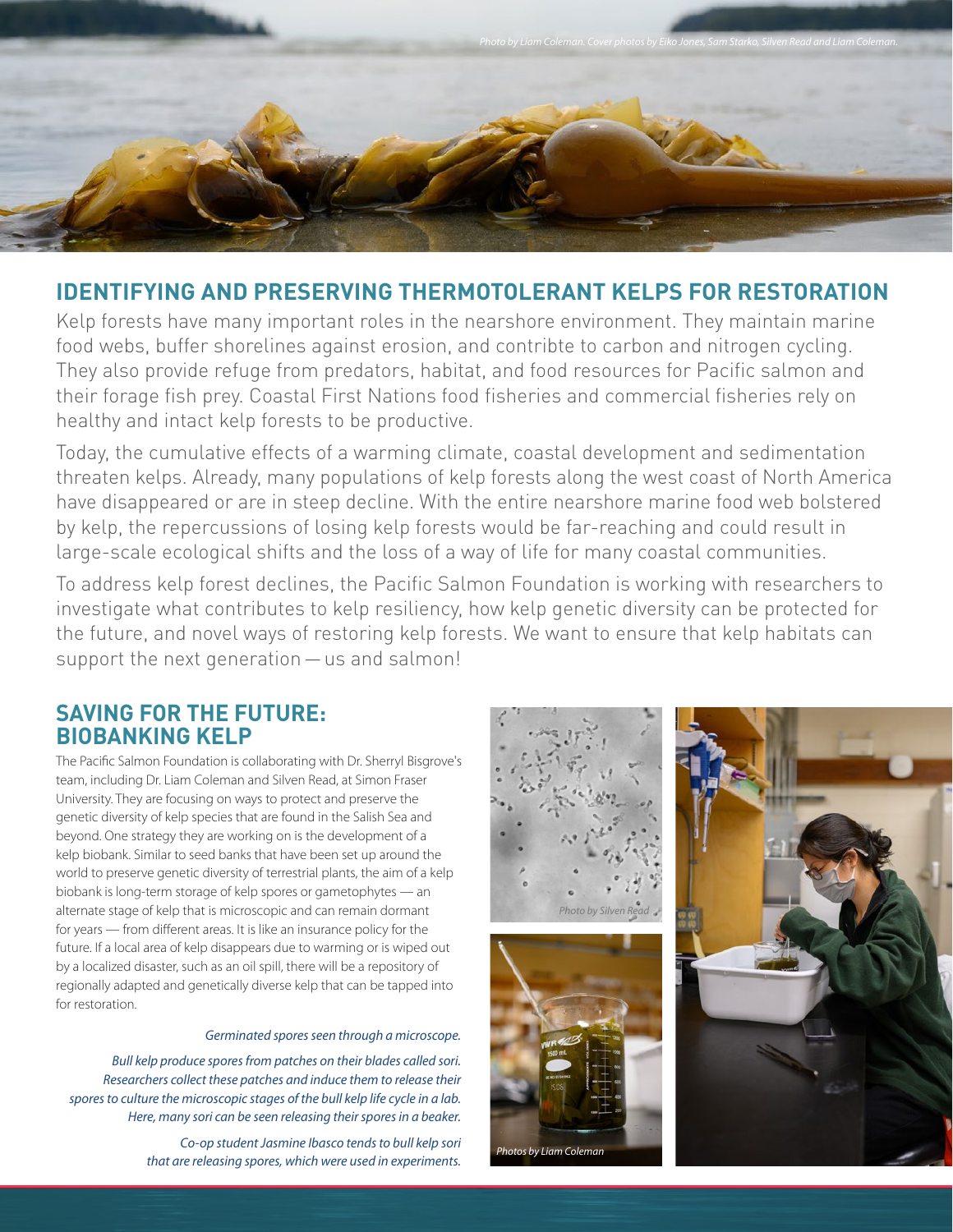*Photo by Liam Coleman. Cover photos by Eiko Jones, Sam Starko, Silven Read and Liam Coleman.*

## IDENTIFYING AND PRESERVING THERMOTOLERANT KELPS FOR RESTORATION

Kelp forests have many important roles in the nearshore environment. They maintain marine food webs, buffer shorelines against erosion, and contribte to carbon and nitrogen cycling. They also provide refuge from predators, habitat, and food resources for Pacific salmon and their forage fish prey. Coastal First Nations food fisheries and commercial fisheries rely on healthy and intact kelp forests to be productive.

Today, the cumulative effects of a warming climate, coastal development and sedimentation threaten kelps. Already, many populations of kelp forests along the west coast of North America have disappeared or are in steep decline. With the entire nearshore marine food web bolstered by kelp, the repercussions of losing kelp forests would be far-reaching and could result in large-scale ecological shifts and the loss of a way of life for many coastal communities.

To address kelp forest declines, the Pacific Salmon Foundation is working with researchers to investigate what contributes to kelp resiliency, how kelp genetic diversity can be protected for the future, and novel ways of restoring kelp forests. We want to ensure that kelp habitats can support the next generation — us and salmon!

### SAVING FOR THE FUTURE: BIOBANKING KELP

The Pacific Salmon Foundation is collaborating with Dr. Sherryl Bisgrove's team, including Dr. Liam Coleman and Silven Read, at Simon Fraser University. They are focusing on ways to protect and preserve the genetic diversity of kelp species that are found in the Salish Sea and beyond. One strategy they are working on is the development of a kelp biobank. Similar to seed banks that have been set up around the world to preserve genetic diversity of terrestrial plants, the aim of a kelp biobank is long-term storage of kelp spores or gametophytes — an alternate stage of kelp that is microscopic and can remain dormant for years — from different areas. It is like an insurance policy for the future. If a local area of kelp disappears due to warming or is wiped out by a localized disaster, such as an oil spill, there will be a repository of regionally adapted and genetically diverse kelp that can be tapped into for restoration.

*Germinated spores seen through a microscope.*

*Photo by Silven Read*

*Bull kelp produce spores from patches on their blades called sori. Researchers collect these patches and induce them to release their spores to culture the microscopic stages of the bull kelp life cycle in a lab. Here, many sori can be seen releasing their spores in a beaker.*

*Co-op student Jasmine Ibasco tends to bull kelp sori that are releasing spores, which were used in experiments.*

*Photos by Liam Coleman*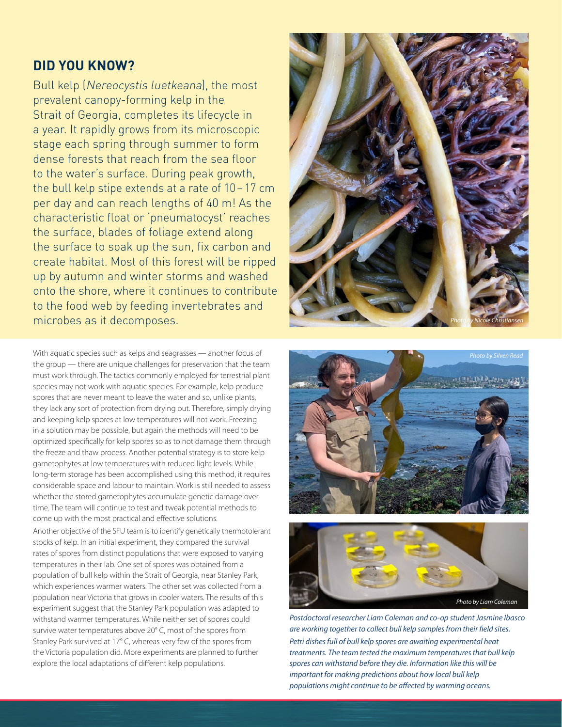## DID YOU KNOW?

Bull kelp (*Nereocystis luetkeana*), the most prevalent canopy-forming kelp in the Strait of Georgia, completes its lifecycle in a year. It rapidly grows from its microscopic stage each spring through summer to form dense forests that reach from the sea floor to the water's surface. During peak growth, the bull kelp stipe extends at a rate of 10 – 17 cm per day and can reach lengths of 40 m! As the characteristic float or 'pneumatocyst' reaches the surface, blades of foliage extend along the surface to soak up the sun, fix carbon and create habitat. Most of this forest will be ripped up by autumn and winter storms and washed onto the shore, where it continues to contribute to the food web by feeding invertebrates and microbes as it decomposes.

*Photo by Nicole Christiansen*

With aquatic species such as kelps and seagrasses — another focus of the group — there are unique challenges for preservation that the team must work through. The tactics commonly employed for terrestrial plant species may not work with aquatic species. For example, kelp produce spores that are never meant to leave the water and so, unlike plants, they lack any sort of protection from drying out. Therefore, simply drying and keeping kelp spores at low temperatures will not work. Freezing in a solution may be possible, but again the methods will need to be optimized specifically for kelp spores so as to not damage them through the freeze and thaw process. Another potential strategy is to store kelp gametophytes at low temperatures with reduced light levels. While long-term storage has been accomplished using this method, it requires considerable space and labour to maintain. Work is still needed to assess whether the stored gametophytes accumulate genetic damage over time. The team will continue to test and tweak potential methods to come up with the most practical and effective solutions.

Another objective of the SFU team is to identify genetically thermotolerant stocks of kelp. In an initial experiment, they compared the survival rates of spores from distinct populations that were exposed to varying temperatures in their lab. One set of spores was obtained from a population of bull kelp within the Strait of Georgia, near Stanley Park, which experiences warmer waters. The other set was collected from a population near Victoria that grows in cooler waters. The results of this experiment suggest that the Stanley Park population was adapted to withstand warmer temperatures. While neither set of spores could survive water temperatures above 20° C, most of the spores from Stanley Park survived at 17° C, whereas very few of the spores from the Victoria population did. More experiments are planned to further explore the local adaptations of different kelp populations.

*Photo by Silven Read*

*Photo by Liam Coleman*

*Postdoctoral researcher Liam Coleman and co-op student Jasmine Ibasco are working together to collect bull kelp samples from their field sites.*

*Petri dishes full of bull kelp spores are awaiting experimental heat treatments. The team tested the maximum temperatures that bull kelp spores can withstand before they die. Information like this will be important for making predictions about how local bull kelp populations might continue to be affected by warming oceans.*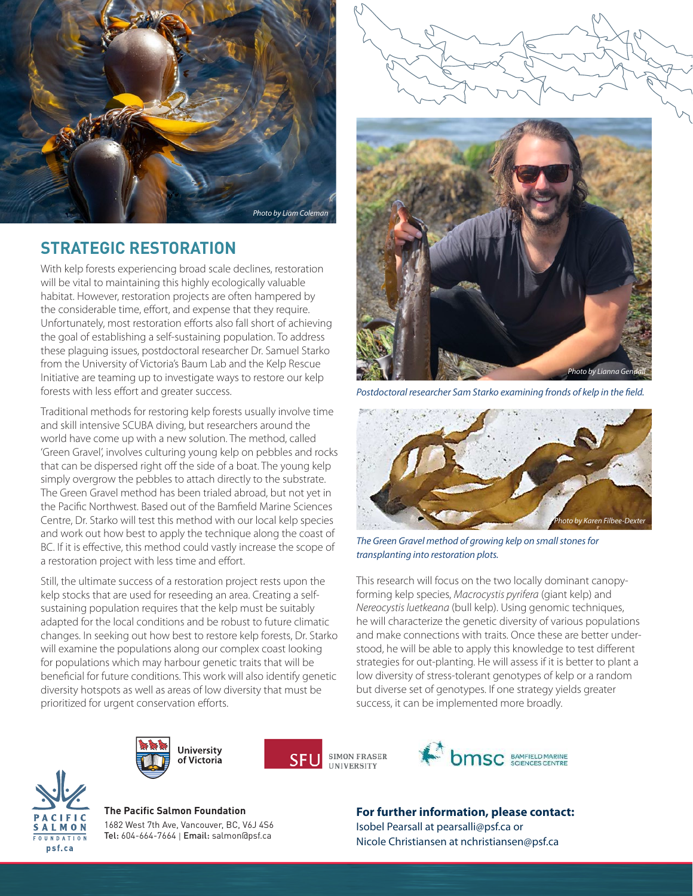Photo by Liam Coleman

## STRATEGIC RESTORATION

With kelp forests experiencing broad scale declines, restoration will be vital to maintaining this highly ecologically valuable habitat. However, restoration projects are often hampered by the considerable time, effort, and expense that they require. Unfortunately, most restoration efforts also fall short of achieving the goal of establishing a self-sustaining population. To address these plaguing issues, postdoctoral researcher Dr. Samuel Starko from the University of Victoria's Baum Lab and the Kelp Rescue Initiative are teaming up to investigate ways to restore our kelp forests with less effort and greater success.

Traditional methods for restoring kelp forests usually involve time and skill intensive SCUBA diving, but researchers around the world have come up with a new solution. The method, called 'Green Gravel', involves culturing young kelp on pebbles and rocks that can be dispersed right off the side of a boat. The young kelp simply overgrow the pebbles to attach directly to the substrate. The Green Gravel method has been trialed abroad, but not yet in the Pacific Northwest. Based out of the Bamfield Marine Sciences Centre, Dr. Starko will test this method with our local kelp species and work out how best to apply the technique along the coast of BC. If it is effective, this method could vastly increase the scope of a restoration project with less time and effort.

Still, the ultimate success of a restoration project rests upon the kelp stocks that are used for reseeding an area. Creating a self-sustaining population requires that the kelp must be suitably adapted for the local conditions and be robust to future climatic changes. In seeking out how best to restore kelp forests, Dr. Starko will examine the populations along our complex coast looking for populations which may harbour genetic traits that will be beneficial for future conditions. This work will also identify genetic diversity hotspots as well as areas of low diversity that must be prioritized for urgent conservation efforts.

Photo by Lianna Gendall

*Postdoctoral researcher Sam Starko examining fronds of kelp in the field.*

Photo by Karen Filbee-Dexter

*The Green Gravel method of growing kelp on small stones for transplanting into restoration plots.*

This research will focus on the two locally dominant canopy-forming kelp species, *Macrocystis pyrifera* (giant kelp) and *Nereocystis luetkeana* (bull kelp). Using genomic techniques, he will characterize the genetic diversity of various populations and make connections with traits. Once these are better understood, he will be able to apply this knowledge to test different strategies for out-planting. He will assess if it is better to plant a low diversity of stress-tolerant genotypes of kelp or a random but diverse set of genotypes. If one strategy yields greater success, it can be implemented more broadly.

University of Victoria | SFU Simon Fraser University | bmsc Bamfield Marine Sciences Centre

**The Pacific Salmon Foundation**
1682 West 7th Ave, Vancouver, BC, V6J 4S6
**Tel:** 604-664-7664 | **Email:** salmon@psf.ca

psf.ca

**For further information, please contact:**
Isobel Pearsall at pearsalli@psf.ca or
Nicole Christiansen at nchristiansen@psf.ca